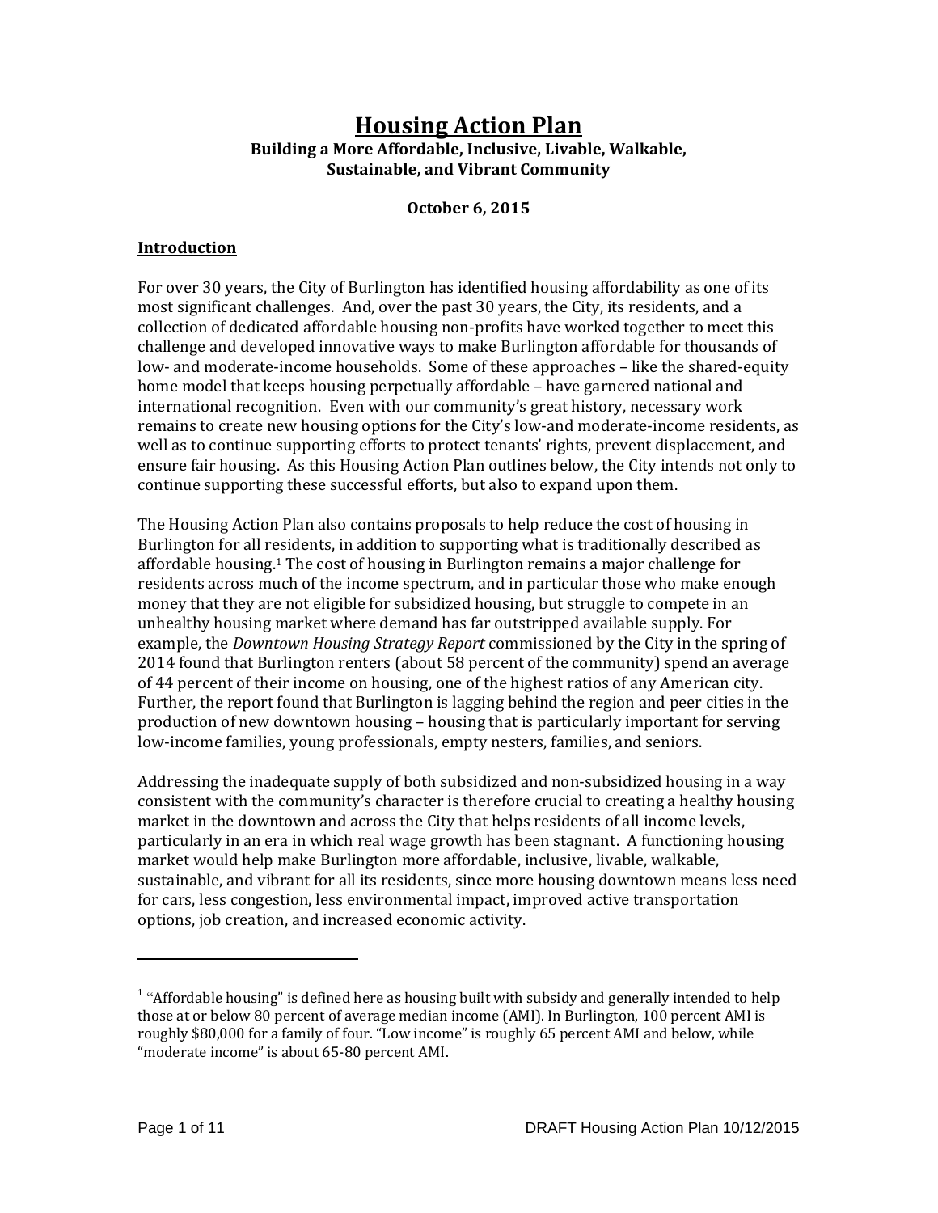# Housing Action Plan

**Building a More Affordable, Inclusive, Livable, Walkable, Sustainable, and Vibrant Community**

**October 6, 2015**

## Introduction

For over 30 years, the City of Burlington has identified housing affordability as one of its most significant challenges. And, over the past 30 years, the City, its residents, and a collection of dedicated affordable housing non-profits have worked together to meet this challenge and developed innovative ways to make Burlington affordable for thousands of low- and moderate-income households. Some of these approaches – like the shared-equity home model that keeps housing perpetually affordable – have garnered national and international recognition. Even with our community's great history, necessary work remains to create new housing options for the City's low-and moderate-income residents, as well as to continue supporting efforts to protect tenants' rights, prevent displacement, and ensure fair housing. As this Housing Action Plan outlines below, the City intends not only to continue supporting these successful efforts, but also to expand upon them.

The Housing Action Plan also contains proposals to help reduce the cost of housing in Burlington for all residents, in addition to supporting what is traditionally described as affordable housing.[1] The cost of housing in Burlington remains a major challenge for residents across much of the income spectrum, and in particular those who make enough money that they are not eligible for subsidized housing, but struggle to compete in an unhealthy housing market where demand has far outstripped available supply. For example, the *Downtown Housing Strategy Report* commissioned by the City in the spring of 2014 found that Burlington renters (about 58 percent of the community) spend an average of 44 percent of their income on housing, one of the highest ratios of any American city. Further, the report found that Burlington is lagging behind the region and peer cities in the production of new downtown housing – housing that is particularly important for serving low-income families, young professionals, empty nesters, families, and seniors.

Addressing the inadequate supply of both subsidized and non-subsidized housing in a way consistent with the community's character is therefore crucial to creating a healthy housing market in the downtown and across the City that helps residents of all income levels, particularly in an era in which real wage growth has been stagnant. A functioning housing market would help make Burlington more affordable, inclusive, livable, walkable, sustainable, and vibrant for all its residents, since more housing downtown means less need for cars, less congestion, less environmental impact, improved active transportation options, job creation, and increased economic activity.

---

[1] "Affordable housing" is defined here as housing built with subsidy and generally intended to help those at or below 80 percent of average median income (AMI). In Burlington, 100 percent AMI is roughly $80,000 for a family of four. "Low income" is roughly 65 percent AMI and below, while "moderate income" is about 65-80 percent AMI.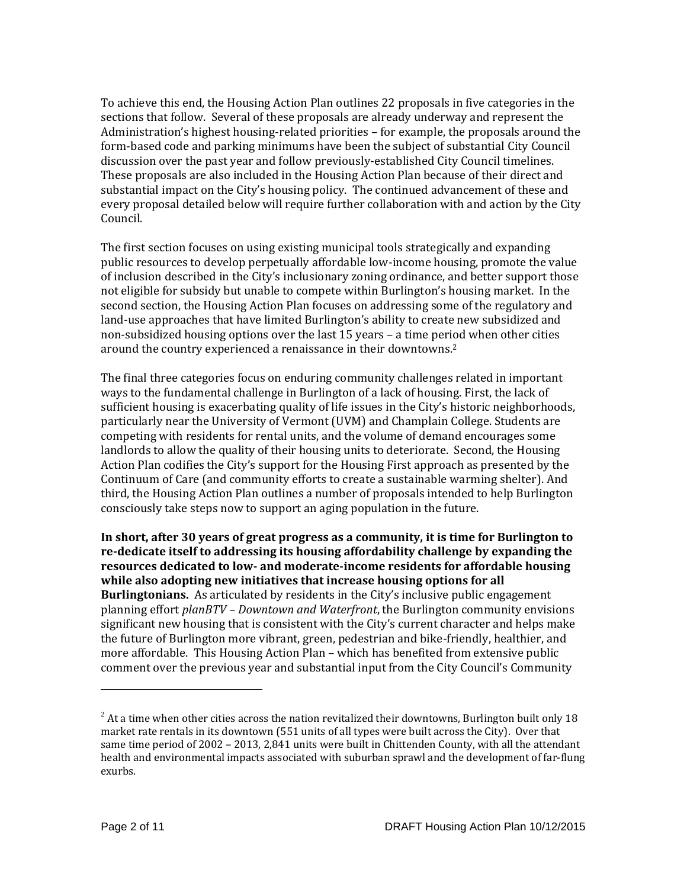To achieve this end, the Housing Action Plan outlines 22 proposals in five categories in the sections that follow. Several of these proposals are already underway and represent the Administration's highest housing-related priorities – for example, the proposals around the form-based code and parking minimums have been the subject of substantial City Council discussion over the past year and follow previously-established City Council timelines. These proposals are also included in the Housing Action Plan because of their direct and substantial impact on the City's housing policy. The continued advancement of these and every proposal detailed below will require further collaboration with and action by the City Council.

The first section focuses on using existing municipal tools strategically and expanding public resources to develop perpetually affordable low-income housing, promote the value of inclusion described in the City's inclusionary zoning ordinance, and better support those not eligible for subsidy but unable to compete within Burlington's housing market. In the second section, the Housing Action Plan focuses on addressing some of the regulatory and land-use approaches that have limited Burlington's ability to create new subsidized and non-subsidized housing options over the last 15 years – a time period when other cities around the country experienced a renaissance in their downtowns.[2]

The final three categories focus on enduring community challenges related in important ways to the fundamental challenge in Burlington of a lack of housing. First, the lack of sufficient housing is exacerbating quality of life issues in the City's historic neighborhoods, particularly near the University of Vermont (UVM) and Champlain College. Students are competing with residents for rental units, and the volume of demand encourages some landlords to allow the quality of their housing units to deteriorate. Second, the Housing Action Plan codifies the City's support for the Housing First approach as presented by the Continuum of Care (and community efforts to create a sustainable warming shelter). And third, the Housing Action Plan outlines a number of proposals intended to help Burlington consciously take steps now to support an aging population in the future.

**In short, after 30 years of great progress as a community, it is time for Burlington to re-dedicate itself to addressing its housing affordability challenge by expanding the resources dedicated to low- and moderate-income residents for affordable housing while also adopting new initiatives that increase housing options for all Burlingtonians.** As articulated by residents in the City's inclusive public engagement planning effort *planBTV – Downtown and Waterfront*, the Burlington community envisions significant new housing that is consistent with the City's current character and helps make the future of Burlington more vibrant, green, pedestrian and bike-friendly, healthier, and more affordable. This Housing Action Plan – which has benefited from extensive public comment over the previous year and substantial input from the City Council's Community

---

[2] At a time when other cities across the nation revitalized their downtowns, Burlington built only 18 market rate rentals in its downtown (551 units of all types were built across the City). Over that same time period of 2002 – 2013, 2,841 units were built in Chittenden County, with all the attendant health and environmental impacts associated with suburban sprawl and the development of far-flung exurbs.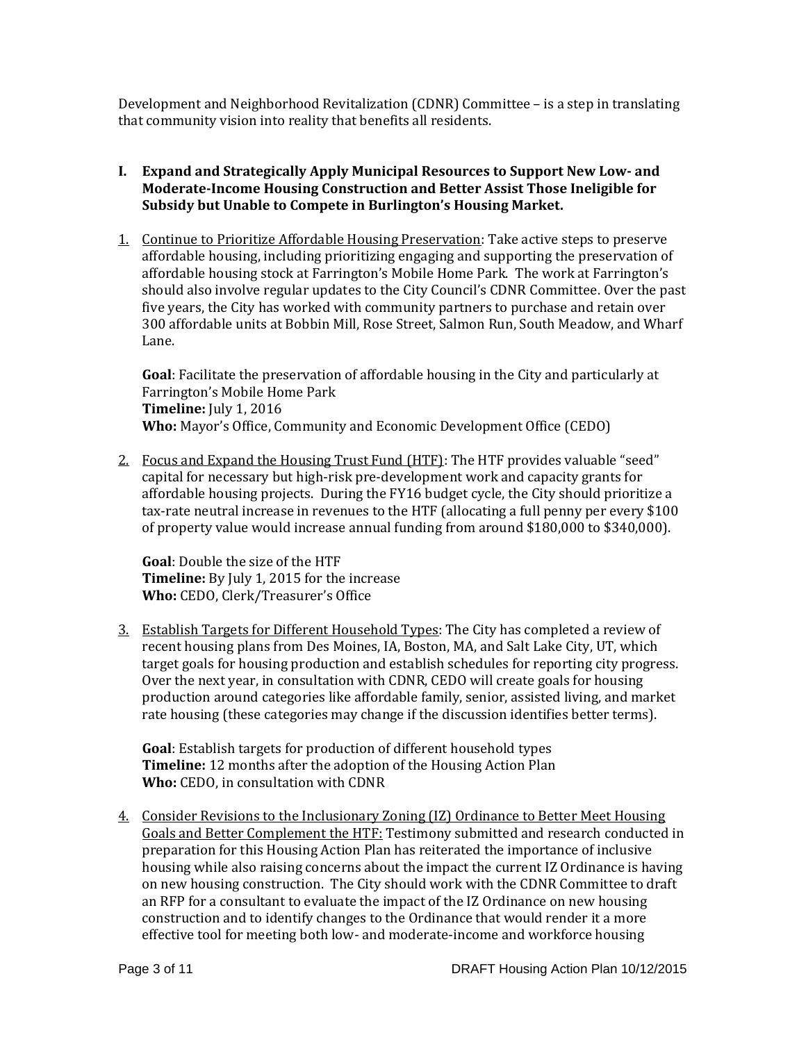Development and Neighborhood Revitalization (CDNR) Committee – is a step in translating that community vision into reality that benefits all residents.

## I. Expand and Strategically Apply Municipal Resources to Support New Low- and Moderate-Income Housing Construction and Better Assist Those Ineligible for Subsidy but Unable to Compete in Burlington's Housing Market.

1. Continue to Prioritize Affordable Housing Preservation: Take active steps to preserve affordable housing, including prioritizing engaging and supporting the preservation of affordable housing stock at Farrington's Mobile Home Park. The work at Farrington's should also involve regular updates to the City Council's CDNR Committee. Over the past five years, the City has worked with community partners to purchase and retain over 300 affordable units at Bobbin Mill, Rose Street, Salmon Run, South Meadow, and Wharf Lane.

   **Goal**: Facilitate the preservation of affordable housing in the City and particularly at Farrington's Mobile Home Park
   **Timeline:** July 1, 2016
   **Who:** Mayor's Office, Community and Economic Development Office (CEDO)

2. Focus and Expand the Housing Trust Fund (HTF): The HTF provides valuable "seed" capital for necessary but high-risk pre-development work and capacity grants for affordable housing projects. During the FY16 budget cycle, the City should prioritize a tax-rate neutral increase in revenues to the HTF (allocating a full penny per every $100 of property value would increase annual funding from around $180,000 to $340,000).

   **Goal**: Double the size of the HTF
   **Timeline:** By July 1, 2015 for the increase
   **Who:** CEDO, Clerk/Treasurer's Office

3. Establish Targets for Different Household Types: The City has completed a review of recent housing plans from Des Moines, IA, Boston, MA, and Salt Lake City, UT, which target goals for housing production and establish schedules for reporting city progress. Over the next year, in consultation with CDNR, CEDO will create goals for housing production around categories like affordable family, senior, assisted living, and market rate housing (these categories may change if the discussion identifies better terms).

   **Goal**: Establish targets for production of different household types
   **Timeline:** 12 months after the adoption of the Housing Action Plan
   **Who:** CEDO, in consultation with CDNR

4. Consider Revisions to the Inclusionary Zoning (IZ) Ordinance to Better Meet Housing Goals and Better Complement the HTF: Testimony submitted and research conducted in preparation for this Housing Action Plan has reiterated the importance of inclusive housing while also raising concerns about the impact the current IZ Ordinance is having on new housing construction. The City should work with the CDNR Committee to draft an RFP for a consultant to evaluate the impact of the IZ Ordinance on new housing construction and to identify changes to the Ordinance that would render it a more effective tool for meeting both low- and moderate-income and workforce housing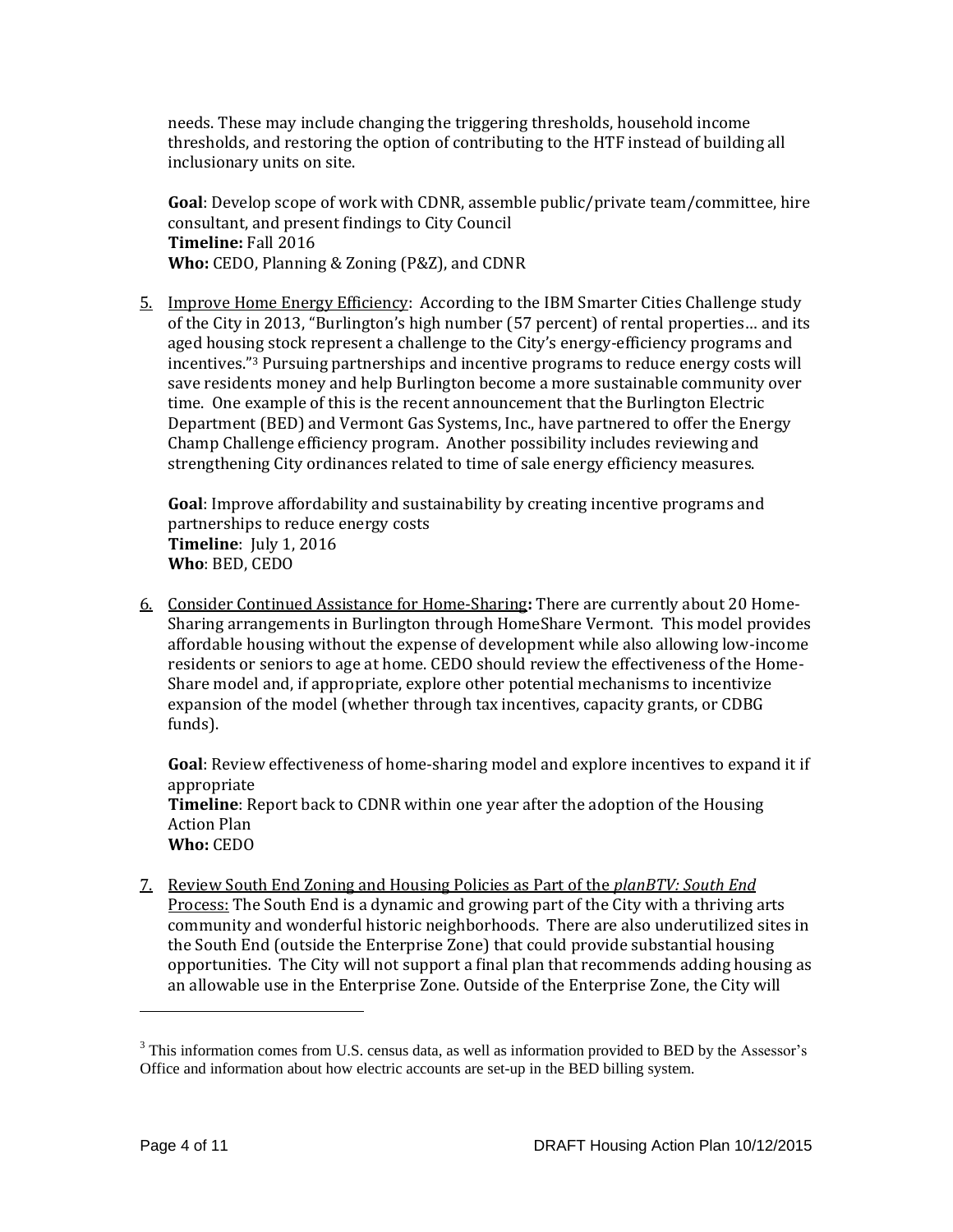needs. These may include changing the triggering thresholds, household income thresholds, and restoring the option of contributing to the HTF instead of building all inclusionary units on site.

**Goal**: Develop scope of work with CDNR, assemble public/private team/committee, hire consultant, and present findings to City Council
**Timeline:** Fall 2016
**Who:** CEDO, Planning & Zoning (P&Z), and CDNR

5. <u>Improve Home Energy Efficiency</u>: According to the IBM Smarter Cities Challenge study of the City in 2013, "Burlington's high number (57 percent) of rental properties… and its aged housing stock represent a challenge to the City's energy-efficiency programs and incentives."[3] Pursuing partnerships and incentive programs to reduce energy costs will save residents money and help Burlington become a more sustainable community over time. One example of this is the recent announcement that the Burlington Electric Department (BED) and Vermont Gas Systems, Inc., have partnered to offer the Energy Champ Challenge efficiency program. Another possibility includes reviewing and strengthening City ordinances related to time of sale energy efficiency measures.

   **Goal**: Improve affordability and sustainability by creating incentive programs and partnerships to reduce energy costs
   **Timeline**: July 1, 2016
   **Who**: BED, CEDO

6. <u>Consider Continued Assistance for Home-Sharing</u>**:** There are currently about 20 Home-Sharing arrangements in Burlington through HomeShare Vermont. This model provides affordable housing without the expense of development while also allowing low-income residents or seniors to age at home. CEDO should review the effectiveness of the Home-Share model and, if appropriate, explore other potential mechanisms to incentivize expansion of the model (whether through tax incentives, capacity grants, or CDBG funds).

   **Goal**: Review effectiveness of home-sharing model and explore incentives to expand it if appropriate
   **Timeline**: Report back to CDNR within one year after the adoption of the Housing Action Plan
   **Who:** CEDO

7. <u>Review South End Zoning and Housing Policies as Part of the *planBTV: South End* Process:</u> The South End is a dynamic and growing part of the City with a thriving arts community and wonderful historic neighborhoods. There are also underutilized sites in the South End (outside the Enterprise Zone) that could provide substantial housing opportunities. The City will not support a final plan that recommends adding housing as an allowable use in the Enterprise Zone. Outside of the Enterprise Zone, the City will

---

[3] This information comes from U.S. census data, as well as information provided to BED by the Assessor's Office and information about how electric accounts are set-up in the BED billing system.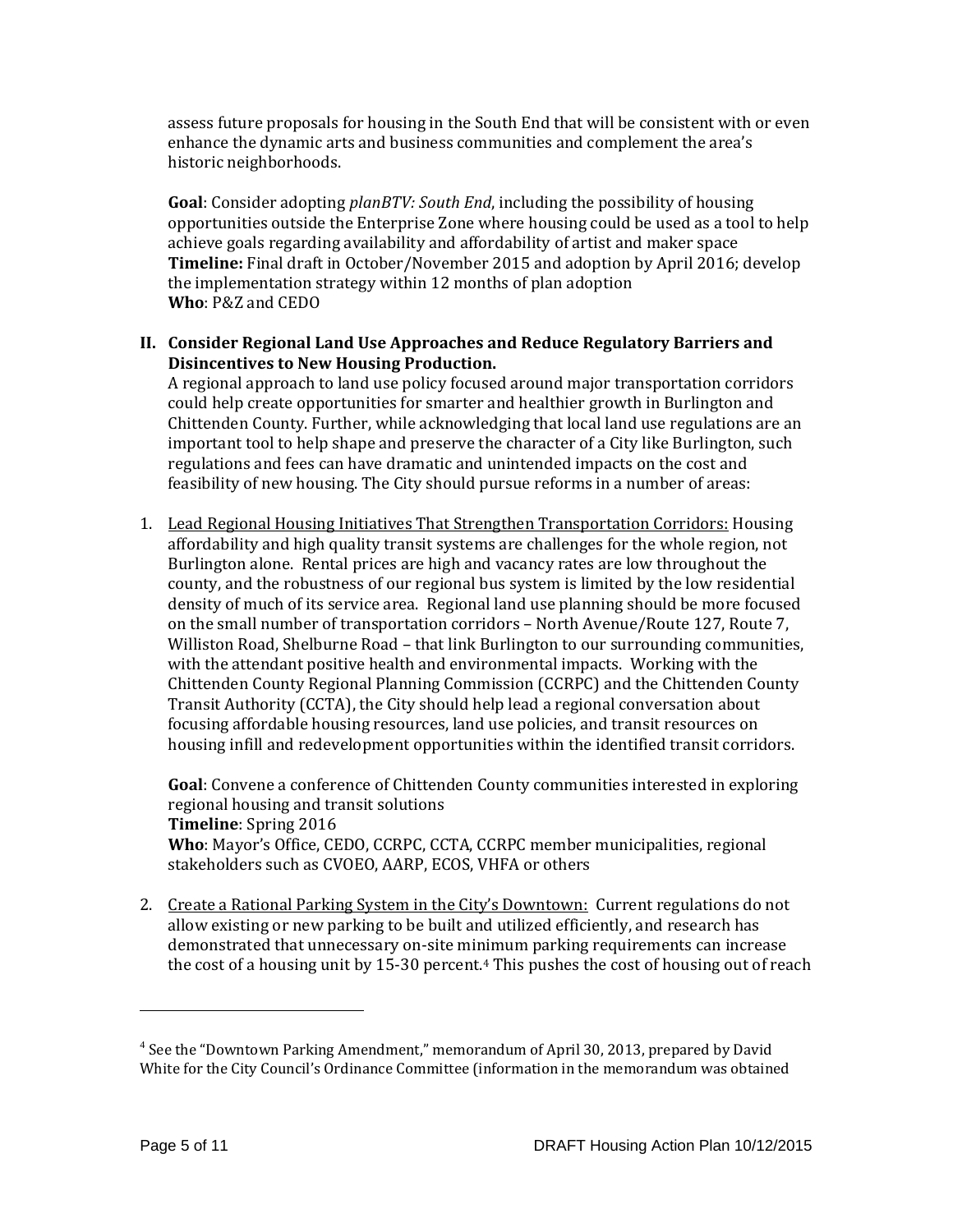assess future proposals for housing in the South End that will be consistent with or even enhance the dynamic arts and business communities and complement the area's historic neighborhoods.

**Goal**: Consider adopting *planBTV: South End*, including the possibility of housing opportunities outside the Enterprise Zone where housing could be used as a tool to help achieve goals regarding availability and affordability of artist and maker space
**Timeline:** Final draft in October/November 2015 and adoption by April 2016; develop the implementation strategy within 12 months of plan adoption
**Who**: P&Z and CEDO

## II. Consider Regional Land Use Approaches and Reduce Regulatory Barriers and Disincentives to New Housing Production.

A regional approach to land use policy focused around major transportation corridors could help create opportunities for smarter and healthier growth in Burlington and Chittenden County. Further, while acknowledging that local land use regulations are an important tool to help shape and preserve the character of a City like Burlington, such regulations and fees can have dramatic and unintended impacts on the cost and feasibility of new housing. The City should pursue reforms in a number of areas:

1. Lead Regional Housing Initiatives That Strengthen Transportation Corridors: Housing affordability and high quality transit systems are challenges for the whole region, not Burlington alone. Rental prices are high and vacancy rates are low throughout the county, and the robustness of our regional bus system is limited by the low residential density of much of its service area. Regional land use planning should be more focused on the small number of transportation corridors – North Avenue/Route 127, Route 7, Williston Road, Shelburne Road – that link Burlington to our surrounding communities, with the attendant positive health and environmental impacts. Working with the Chittenden County Regional Planning Commission (CCRPC) and the Chittenden County Transit Authority (CCTA), the City should help lead a regional conversation about focusing affordable housing resources, land use policies, and transit resources on housing infill and redevelopment opportunities within the identified transit corridors.

   **Goal**: Convene a conference of Chittenden County communities interested in exploring regional housing and transit solutions
   **Timeline**: Spring 2016
   **Who**: Mayor's Office, CEDO, CCRPC, CCTA, CCRPC member municipalities, regional stakeholders such as CVOEO, AARP, ECOS, VHFA or others

2. Create a Rational Parking System in the City's Downtown: Current regulations do not allow existing or new parking to be built and utilized efficiently, and research has demonstrated that unnecessary on-site minimum parking requirements can increase the cost of a housing unit by 15-30 percent.[4] This pushes the cost of housing out of reach

[4] See the "Downtown Parking Amendment," memorandum of April 30, 2013, prepared by David White for the City Council's Ordinance Committee (information in the memorandum was obtained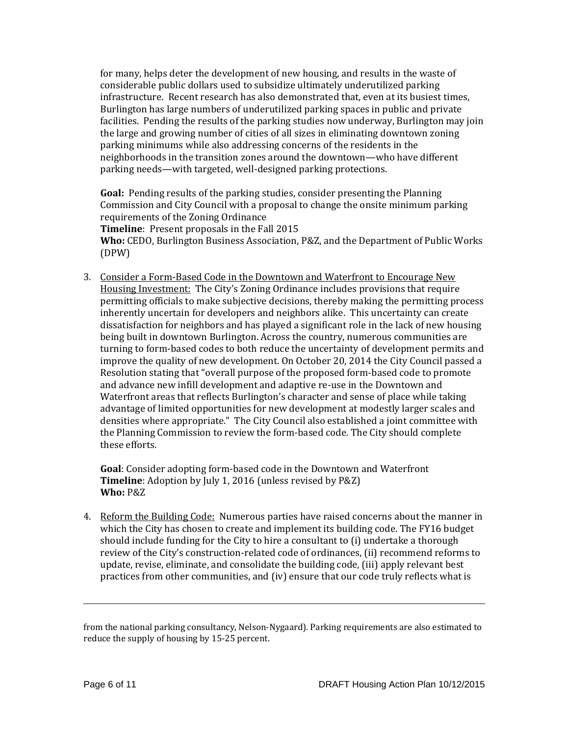for many, helps deter the development of new housing, and results in the waste of considerable public dollars used to subsidize ultimately underutilized parking infrastructure. Recent research has also demonstrated that, even at its busiest times, Burlington has large numbers of underutilized parking spaces in public and private facilities. Pending the results of the parking studies now underway, Burlington may join the large and growing number of cities of all sizes in eliminating downtown zoning parking minimums while also addressing concerns of the residents in the neighborhoods in the transition zones around the downtown—who have different parking needs—with targeted, well-designed parking protections.

**Goal:** Pending results of the parking studies, consider presenting the Planning Commission and City Council with a proposal to change the onsite minimum parking requirements of the Zoning Ordinance
**Timeline**: Present proposals in the Fall 2015
**Who:** CEDO, Burlington Business Association, P&Z, and the Department of Public Works (DPW)

3. Consider a Form-Based Code in the Downtown and Waterfront to Encourage New Housing Investment: The City's Zoning Ordinance includes provisions that require permitting officials to make subjective decisions, thereby making the permitting process inherently uncertain for developers and neighbors alike. This uncertainty can create dissatisfaction for neighbors and has played a significant role in the lack of new housing being built in downtown Burlington. Across the country, numerous communities are turning to form-based codes to both reduce the uncertainty of development permits and improve the quality of new development. On October 20, 2014 the City Council passed a Resolution stating that "overall purpose of the proposed form-based code to promote and advance new infill development and adaptive re-use in the Downtown and Waterfront areas that reflects Burlington's character and sense of place while taking advantage of limited opportunities for new development at modestly larger scales and densities where appropriate." The City Council also established a joint committee with the Planning Commission to review the form-based code. The City should complete these efforts.

   **Goal**: Consider adopting form-based code in the Downtown and Waterfront
   **Timeline**: Adoption by July 1, 2016 (unless revised by P&Z)
   **Who:** P&Z

4. Reform the Building Code: Numerous parties have raised concerns about the manner in which the City has chosen to create and implement its building code. The FY16 budget should include funding for the City to hire a consultant to (i) undertake a thorough review of the City's construction-related code of ordinances, (ii) recommend reforms to update, revise, eliminate, and consolidate the building code, (iii) apply relevant best practices from other communities, and (iv) ensure that our code truly reflects what is

---

from the national parking consultancy, Nelson-Nygaard). Parking requirements are also estimated to reduce the supply of housing by 15-25 percent.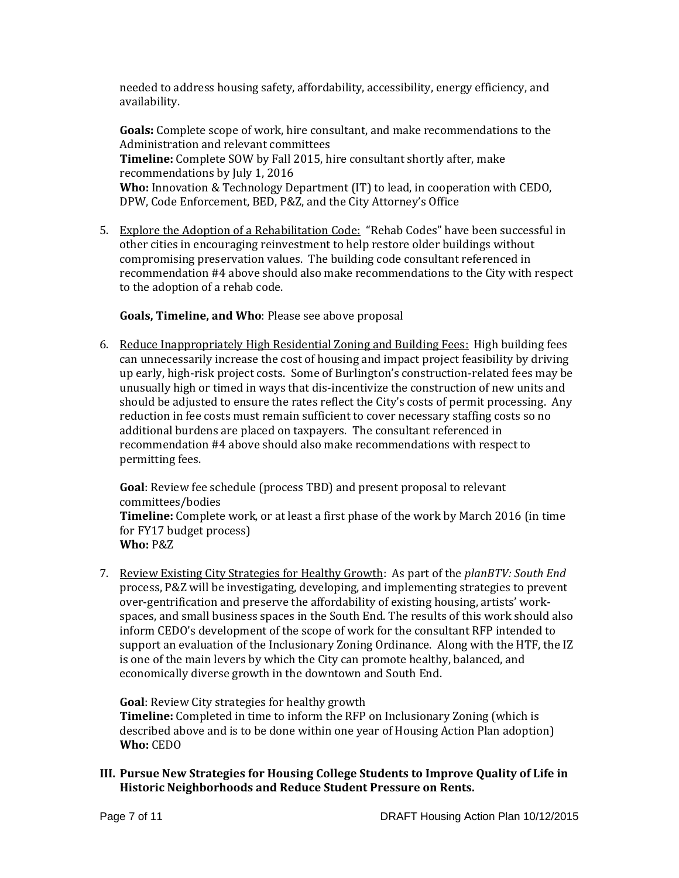needed to address housing safety, affordability, accessibility, energy efficiency, and availability.

**Goals:** Complete scope of work, hire consultant, and make recommendations to the Administration and relevant committees
**Timeline:** Complete SOW by Fall 2015, hire consultant shortly after, make recommendations by July 1, 2016
**Who:** Innovation & Technology Department (IT) to lead, in cooperation with CEDO, DPW, Code Enforcement, BED, P&Z, and the City Attorney's Office

5. <u>Explore the Adoption of a Rehabilitation Code:</u> "Rehab Codes" have been successful in other cities in encouraging reinvestment to help restore older buildings without compromising preservation values. The building code consultant referenced in recommendation #4 above should also make recommendations to the City with respect to the adoption of a rehab code.

   **Goals, Timeline, and Who**: Please see above proposal

6. <u>Reduce Inappropriately High Residential Zoning and Building Fees:</u> High building fees can unnecessarily increase the cost of housing and impact project feasibility by driving up early, high-risk project costs. Some of Burlington's construction-related fees may be unusually high or timed in ways that dis-incentivize the construction of new units and should be adjusted to ensure the rates reflect the City's costs of permit processing. Any reduction in fee costs must remain sufficient to cover necessary staffing costs so no additional burdens are placed on taxpayers. The consultant referenced in recommendation #4 above should also make recommendations with respect to permitting fees.

   **Goal**: Review fee schedule (process TBD) and present proposal to relevant committees/bodies
   **Timeline:** Complete work, or at least a first phase of the work by March 2016 (in time for FY17 budget process)
   **Who:** P&Z

7. <u>Review Existing City Strategies for Healthy Growth</u>: As part of the *planBTV: South End* process, P&Z will be investigating, developing, and implementing strategies to prevent over-gentrification and preserve the affordability of existing housing, artists' work-spaces, and small business spaces in the South End. The results of this work should also inform CEDO's development of the scope of work for the consultant RFP intended to support an evaluation of the Inclusionary Zoning Ordinance. Along with the HTF, the IZ is one of the main levers by which the City can promote healthy, balanced, and economically diverse growth in the downtown and South End.

   **Goal**: Review City strategies for healthy growth
   **Timeline:** Completed in time to inform the RFP on Inclusionary Zoning (which is described above and is to be done within one year of Housing Action Plan adoption)
   **Who:** CEDO

## III. Pursue New Strategies for Housing College Students to Improve Quality of Life in Historic Neighborhoods and Reduce Student Pressure on Rents.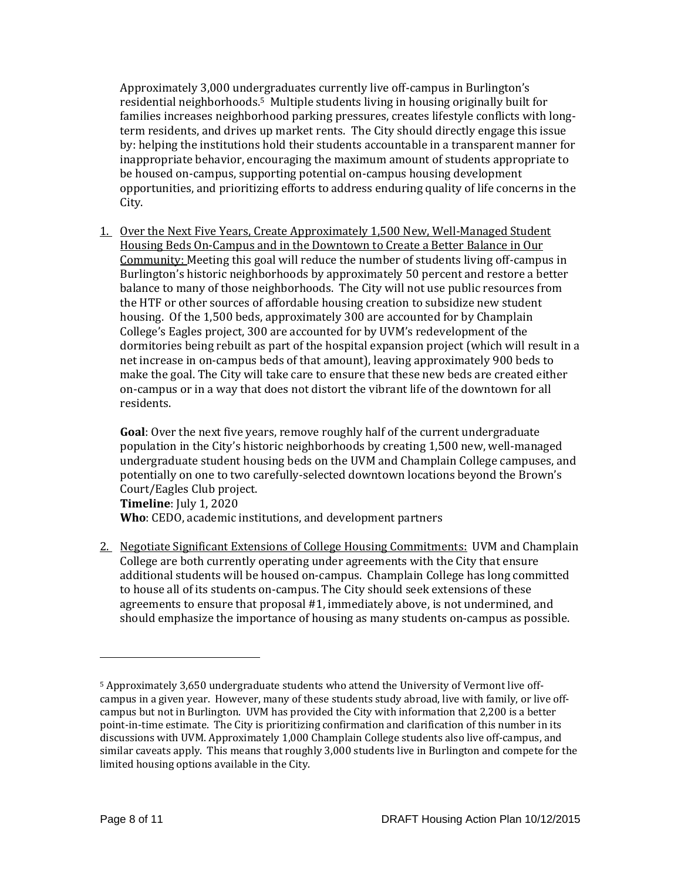Approximately 3,000 undergraduates currently live off-campus in Burlington's residential neighborhoods.[5] Multiple students living in housing originally built for families increases neighborhood parking pressures, creates lifestyle conflicts with long-term residents, and drives up market rents. The City should directly engage this issue by: helping the institutions hold their students accountable in a transparent manner for inappropriate behavior, encouraging the maximum amount of students appropriate to be housed on-campus, supporting potential on-campus housing development opportunities, and prioritizing efforts to address enduring quality of life concerns in the City.

1. Over the Next Five Years, Create Approximately 1,500 New, Well-Managed Student Housing Beds On-Campus and in the Downtown to Create a Better Balance in Our Community: Meeting this goal will reduce the number of students living off-campus in Burlington's historic neighborhoods by approximately 50 percent and restore a better balance to many of those neighborhoods. The City will not use public resources from the HTF or other sources of affordable housing creation to subsidize new student housing. Of the 1,500 beds, approximately 300 are accounted for by Champlain College's Eagles project, 300 are accounted for by UVM's redevelopment of the dormitories being rebuilt as part of the hospital expansion project (which will result in a net increase in on-campus beds of that amount), leaving approximately 900 beds to make the goal. The City will take care to ensure that these new beds are created either on-campus or in a way that does not distort the vibrant life of the downtown for all residents.

   **Goal**: Over the next five years, remove roughly half of the current undergraduate population in the City's historic neighborhoods by creating 1,500 new, well-managed undergraduate student housing beds on the UVM and Champlain College campuses, and potentially on one to two carefully-selected downtown locations beyond the Brown's Court/Eagles Club project.
   **Timeline**: July 1, 2020
   **Who**: CEDO, academic institutions, and development partners

2. Negotiate Significant Extensions of College Housing Commitments: UVM and Champlain College are both currently operating under agreements with the City that ensure additional students will be housed on-campus. Champlain College has long committed to house all of its students on-campus. The City should seek extensions of these agreements to ensure that proposal #1, immediately above, is not undermined, and should emphasize the importance of housing as many students on-campus as possible.

---

[5] Approximately 3,650 undergraduate students who attend the University of Vermont live off-campus in a given year. However, many of these students study abroad, live with family, or live off-campus but not in Burlington. UVM has provided the City with information that 2,200 is a better point-in-time estimate. The City is prioritizing confirmation and clarification of this number in its discussions with UVM. Approximately 1,000 Champlain College students also live off-campus, and similar caveats apply. This means that roughly 3,000 students live in Burlington and compete for the limited housing options available in the City.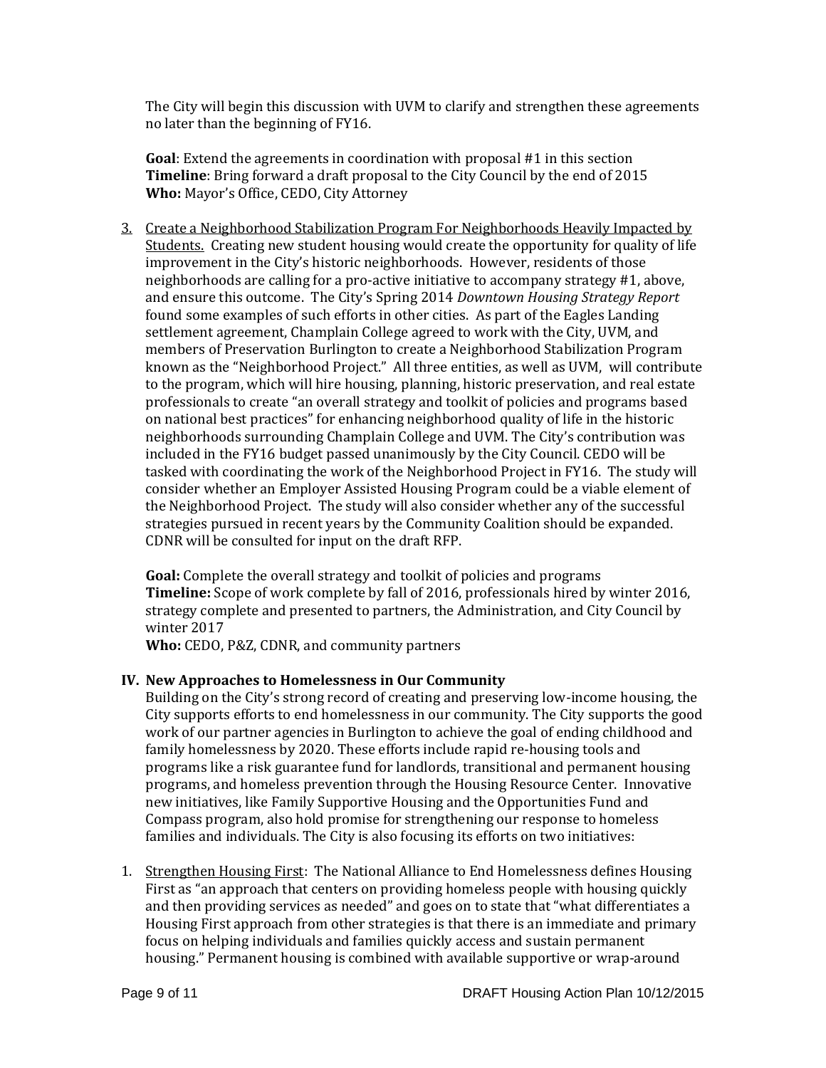The City will begin this discussion with UVM to clarify and strengthen these agreements no later than the beginning of FY16.

**Goal**: Extend the agreements in coordination with proposal #1 in this section
**Timeline**: Bring forward a draft proposal to the City Council by the end of 2015
**Who:** Mayor's Office, CEDO, City Attorney

3. Create a Neighborhood Stabilization Program For Neighborhoods Heavily Impacted by Students. Creating new student housing would create the opportunity for quality of life improvement in the City's historic neighborhoods. However, residents of those neighborhoods are calling for a pro-active initiative to accompany strategy #1, above, and ensure this outcome. The City's Spring 2014 *Downtown Housing Strategy Report* found some examples of such efforts in other cities. As part of the Eagles Landing settlement agreement, Champlain College agreed to work with the City, UVM, and members of Preservation Burlington to create a Neighborhood Stabilization Program known as the "Neighborhood Project." All three entities, as well as UVM, will contribute to the program, which will hire housing, planning, historic preservation, and real estate professionals to create "an overall strategy and toolkit of policies and programs based on national best practices" for enhancing neighborhood quality of life in the historic neighborhoods surrounding Champlain College and UVM. The City's contribution was included in the FY16 budget passed unanimously by the City Council. CEDO will be tasked with coordinating the work of the Neighborhood Project in FY16. The study will consider whether an Employer Assisted Housing Program could be a viable element of the Neighborhood Project. The study will also consider whether any of the successful strategies pursued in recent years by the Community Coalition should be expanded. CDNR will be consulted for input on the draft RFP.

   **Goal:** Complete the overall strategy and toolkit of policies and programs
   **Timeline:** Scope of work complete by fall of 2016, professionals hired by winter 2016, strategy complete and presented to partners, the Administration, and City Council by winter 2017
   **Who:** CEDO, P&Z, CDNR, and community partners

## IV. New Approaches to Homelessness in Our Community

Building on the City's strong record of creating and preserving low-income housing, the City supports efforts to end homelessness in our community. The City supports the good work of our partner agencies in Burlington to achieve the goal of ending childhood and family homelessness by 2020. These efforts include rapid re-housing tools and programs like a risk guarantee fund for landlords, transitional and permanent housing programs, and homeless prevention through the Housing Resource Center. Innovative new initiatives, like Family Supportive Housing and the Opportunities Fund and Compass program, also hold promise for strengthening our response to homeless families and individuals. The City is also focusing its efforts on two initiatives:

1. Strengthen Housing First: The National Alliance to End Homelessness defines Housing First as "an approach that centers on providing homeless people with housing quickly and then providing services as needed" and goes on to state that "what differentiates a Housing First approach from other strategies is that there is an immediate and primary focus on helping individuals and families quickly access and sustain permanent housing." Permanent housing is combined with available supportive or wrap-around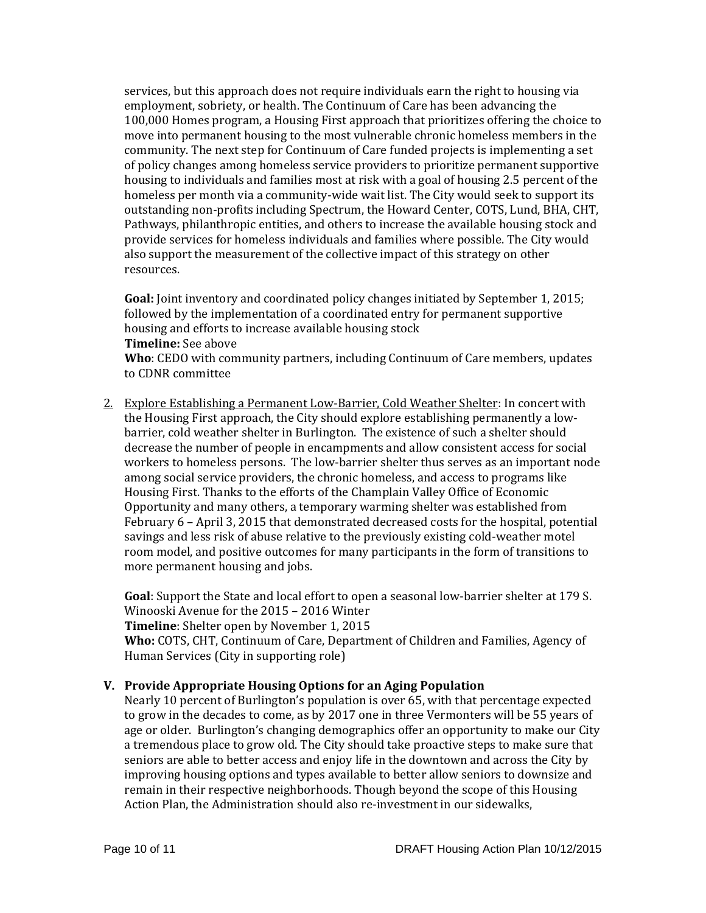services, but this approach does not require individuals earn the right to housing via employment, sobriety, or health. The Continuum of Care has been advancing the 100,000 Homes program, a Housing First approach that prioritizes offering the choice to move into permanent housing to the most vulnerable chronic homeless members in the community. The next step for Continuum of Care funded projects is implementing a set of policy changes among homeless service providers to prioritize permanent supportive housing to individuals and families most at risk with a goal of housing 2.5 percent of the homeless per month via a community-wide wait list. The City would seek to support its outstanding non-profits including Spectrum, the Howard Center, COTS, Lund, BHA, CHT, Pathways, philanthropic entities, and others to increase the available housing stock and provide services for homeless individuals and families where possible. The City would also support the measurement of the collective impact of this strategy on other resources.

**Goal:** Joint inventory and coordinated policy changes initiated by September 1, 2015; followed by the implementation of a coordinated entry for permanent supportive housing and efforts to increase available housing stock
**Timeline:** See above
**Who**: CEDO with community partners, including Continuum of Care members, updates to CDNR committee

2. Explore Establishing a Permanent Low-Barrier, Cold Weather Shelter: In concert with the Housing First approach, the City should explore establishing permanently a low-barrier, cold weather shelter in Burlington. The existence of such a shelter should decrease the number of people in encampments and allow consistent access for social workers to homeless persons. The low-barrier shelter thus serves as an important node among social service providers, the chronic homeless, and access to programs like Housing First. Thanks to the efforts of the Champlain Valley Office of Economic Opportunity and many others, a temporary warming shelter was established from February 6 – April 3, 2015 that demonstrated decreased costs for the hospital, potential savings and less risk of abuse relative to the previously existing cold-weather motel room model, and positive outcomes for many participants in the form of transitions to more permanent housing and jobs.

   **Goal**: Support the State and local effort to open a seasonal low-barrier shelter at 179 S. Winooski Avenue for the 2015 – 2016 Winter
   **Timeline**: Shelter open by November 1, 2015
   **Who:** COTS, CHT, Continuum of Care, Department of Children and Families, Agency of Human Services (City in supporting role)

### V. Provide Appropriate Housing Options for an Aging Population

Nearly 10 percent of Burlington's population is over 65, with that percentage expected to grow in the decades to come, as by 2017 one in three Vermonters will be 55 years of age or older. Burlington's changing demographics offer an opportunity to make our City a tremendous place to grow old. The City should take proactive steps to make sure that seniors are able to better access and enjoy life in the downtown and across the City by improving housing options and types available to better allow seniors to downsize and remain in their respective neighborhoods. Though beyond the scope of this Housing Action Plan, the Administration should also re-investment in our sidewalks,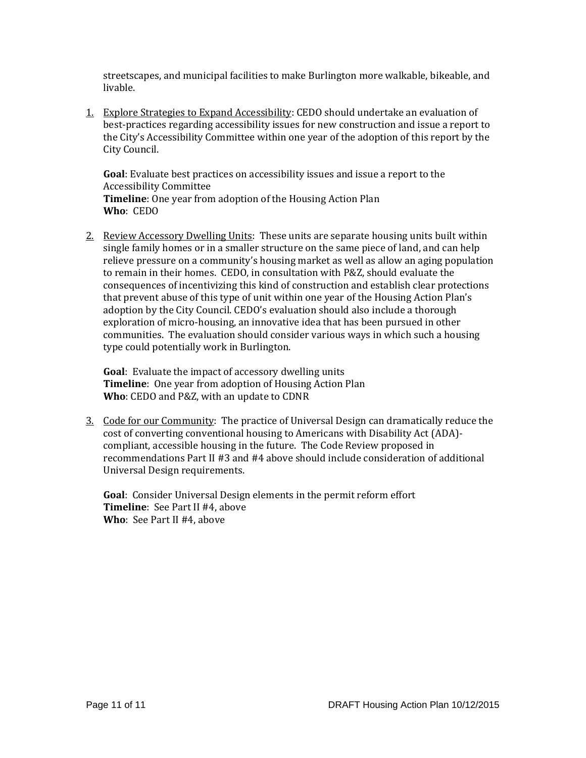streetscapes, and municipal facilities to make Burlington more walkable, bikeable, and livable.

1. Explore Strategies to Expand Accessibility: CEDO should undertake an evaluation of best-practices regarding accessibility issues for new construction and issue a report to the City's Accessibility Committee within one year of the adoption of this report by the City Council.

   **Goal**: Evaluate best practices on accessibility issues and issue a report to the Accessibility Committee
   **Timeline**: One year from adoption of the Housing Action Plan
   **Who**: CEDO

2. Review Accessory Dwelling Units: These units are separate housing units built within single family homes or in a smaller structure on the same piece of land, and can help relieve pressure on a community's housing market as well as allow an aging population to remain in their homes. CEDO, in consultation with P&Z, should evaluate the consequences of incentivizing this kind of construction and establish clear protections that prevent abuse of this type of unit within one year of the Housing Action Plan's adoption by the City Council. CEDO's evaluation should also include a thorough exploration of micro-housing, an innovative idea that has been pursued in other communities. The evaluation should consider various ways in which such a housing type could potentially work in Burlington.

   **Goal**: Evaluate the impact of accessory dwelling units
   **Timeline**: One year from adoption of Housing Action Plan
   **Who**: CEDO and P&Z, with an update to CDNR

3. Code for our Community: The practice of Universal Design can dramatically reduce the cost of converting conventional housing to Americans with Disability Act (ADA)-compliant, accessible housing in the future. The Code Review proposed in recommendations Part II #3 and #4 above should include consideration of additional Universal Design requirements.

   **Goal**: Consider Universal Design elements in the permit reform effort
   **Timeline**: See Part II #4, above
   **Who**: See Part II #4, above